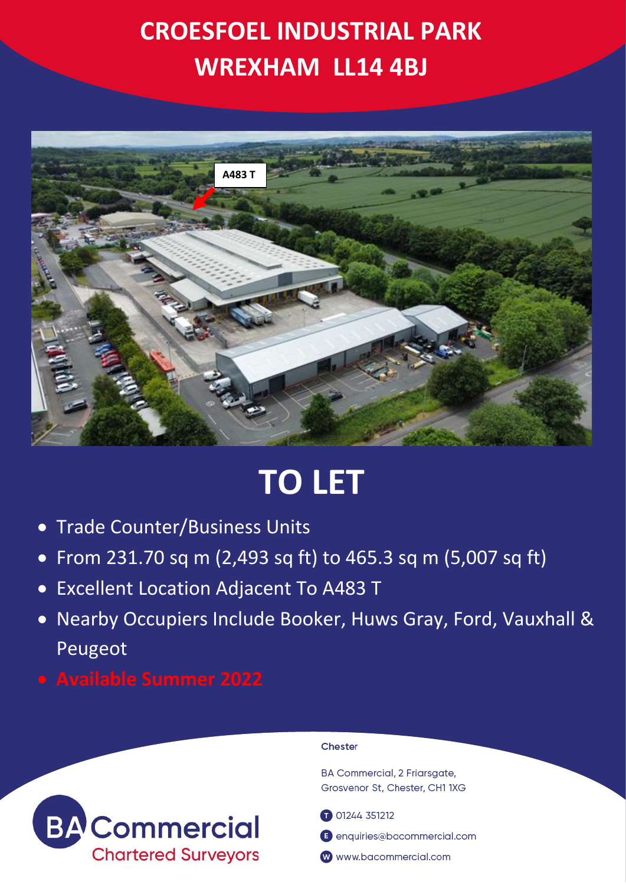# CROESFOEL INDUSTRIAL PARK
# WREXHAM LL14 4BJ

# TO LET

- Trade Counter/Business Units
- From 231.70 sq m (2,493 sq ft) to 465.3 sq m (5,007 sq ft)
- Excellent Location Adjacent To A483 T
- Nearby Occupiers Include Booker, Huws Gray, Ford, Vauxhall & Peugeot
- **Available Summer 2022**

BA Commercial
Chartered Surveyors

**Chester**

BA Commercial, 2 Friarsgate,
Grosvenor St, Chester, CH1 1XG

T 01244 351212

E enquiries@bacommercial.com

W www.bacommercial.com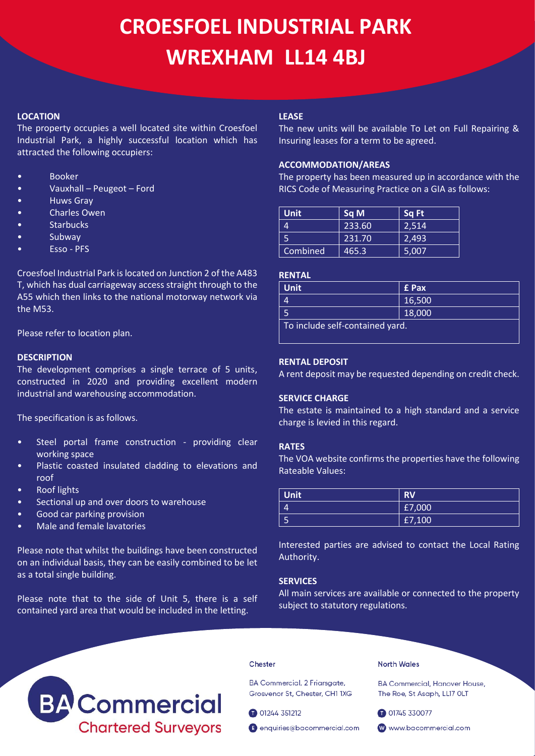# CROESFOEL INDUSTRIAL PARK
# WREXHAM LL14 4BJ

### LOCATION

The property occupies a well located site within Croesfoel Industrial Park, a highly successful location which has attracted the following occupiers:

- Booker
- Vauxhall – Peugeot – Ford
- Huws Gray
- Charles Owen
- Starbucks
- Subway
- Esso - PFS

Croesfoel Industrial Park is located on Junction 2 of the A483 T, which has dual carriageway access straight through to the A55 which then links to the national motorway network via the M53.

Please refer to location plan.

### DESCRIPTION

The development comprises a single terrace of 5 units, constructed in 2020 and providing excellent modern industrial and warehousing accommodation.

The specification is as follows.

- Steel portal frame construction - providing clear working space
- Plastic coasted insulated cladding to elevations and roof
- Roof lights
- Sectional up and over doors to warehouse
- Good car parking provision
- Male and female lavatories

Please note that whilst the buildings have been constructed on an individual basis, they can be easily combined to be let as a total single building.

Please note that to the side of Unit 5, there is a self contained yard area that would be included in the letting.

### LEASE

The new units will be available To Let on Full Repairing & Insuring leases for a term to be agreed.

### ACCOMMODATION/AREAS

The property has been measured up in accordance with the RICS Code of Measuring Practice on a GIA as follows:

| Unit | Sq M | Sq Ft |
|---|---|---|
| 4 | 233.60 | 2,514 |
| 5 | 231.70 | 2,493 |
| Combined | 465.3 | 5,007 |

### RENTAL

| Unit | £ Pax |
|---|---|
| 4 | 16,500 |
| 5 | 18,000 |
| To include self-contained yard. | |

### RENTAL DEPOSIT

A rent deposit may be requested depending on credit check.

### SERVICE CHARGE

The estate is maintained to a high standard and a service charge is levied in this regard.

### RATES

The VOA website confirms the properties have the following Rateable Values:

| Unit | RV |
|---|---|
| 4 | £7,000 |
| 5 | £7,100 |

Interested parties are advised to contact the Local Rating Authority.

### SERVICES

All main services are available or connected to the property subject to statutory regulations.

**BA Commercial**
Chartered Surveyors

**Chester**
BA Commercial, 2 Friarsgate, Grosvenor St, Chester, CH1 1XG
T 01244 351212
E enquiries@bacommercial.com

**North Wales**
BA Commercial, Hanover House, The Roe, St Asaph, LL17 0LT
T 01745 330077
W www.bacommercial.com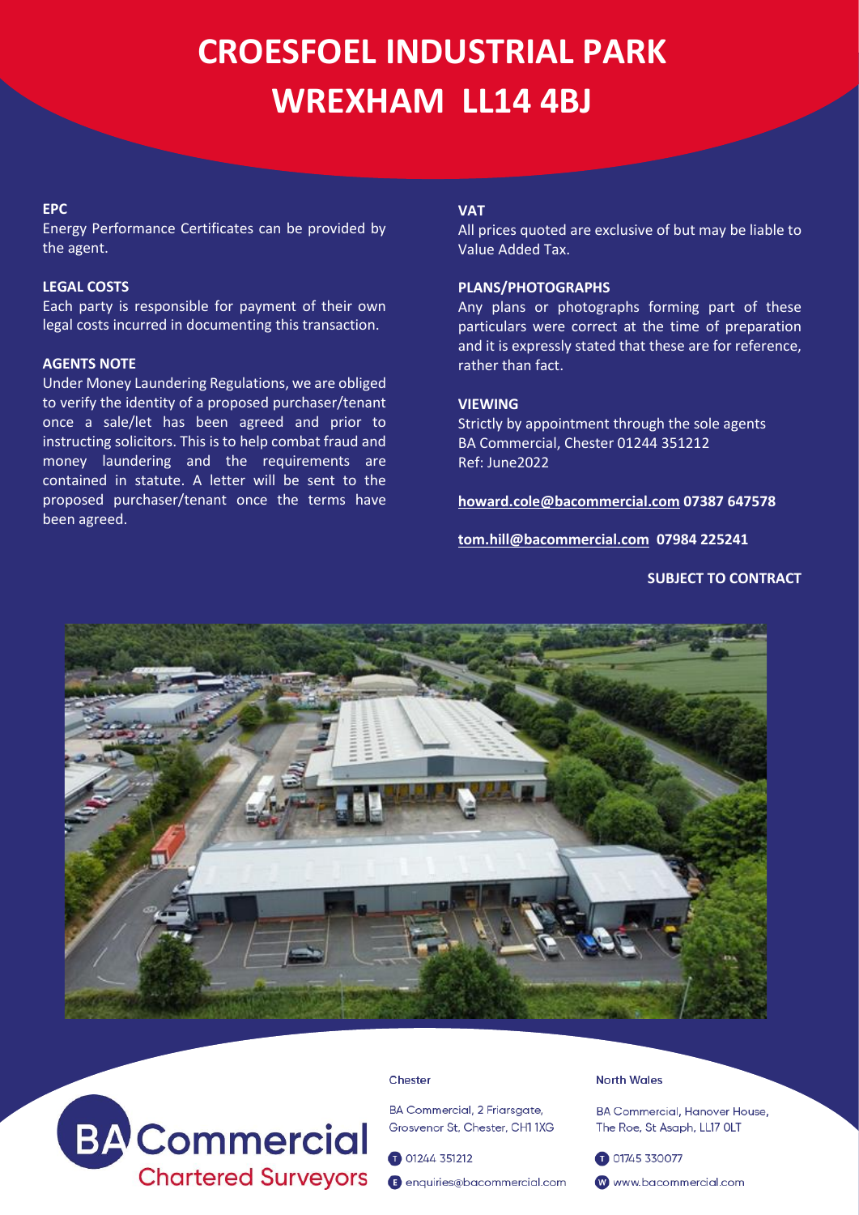# CROESFOEL INDUSTRIAL PARK
# WREXHAM LL14 4BJ

**EPC**

Energy Performance Certificates can be provided by the agent.

**LEGAL COSTS**

Each party is responsible for payment of their own legal costs incurred in documenting this transaction.

**AGENTS NOTE**

Under Money Laundering Regulations, we are obliged to verify the identity of a proposed purchaser/tenant once a sale/let has been agreed and prior to instructing solicitors. This is to help combat fraud and money laundering and the requirements are contained in statute. A letter will be sent to the proposed purchaser/tenant once the terms have been agreed.

**VAT**

All prices quoted are exclusive of but may be liable to Value Added Tax.

**PLANS/PHOTOGRAPHS**

Any plans or photographs forming part of these particulars were correct at the time of preparation and it is expressly stated that these are for reference, rather than fact.

**VIEWING**

Strictly by appointment through the sole agents BA Commercial, Chester 01244 351212
Ref: June2022

**howard.cole@bacommercial.com 07387 647578**

**tom.hill@bacommercial.com 07984 225241**

**SUBJECT TO CONTRACT**

BA Commercial
Chartered Surveyors

Chester

BA Commercial, 2 Friarsgate, Grosvenor St, Chester, CH1 1XG

T 01244 351212

E enquiries@bacommercial.com

North Wales

BA Commercial, Hanover House, The Roe, St Asaph, LL17 0LT

T 01745 330077

W www.bacommercial.com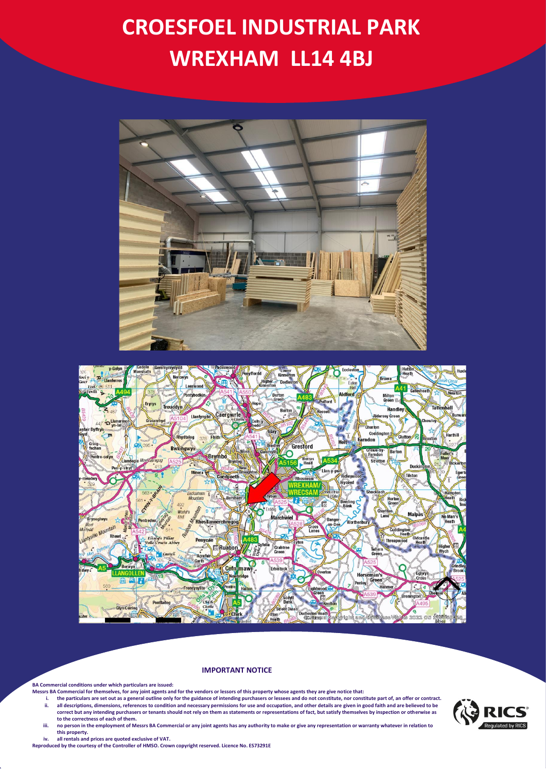# CROESFOEL INDUSTRIAL PARK
# WREXHAM LL14 4BJ

### IMPORTANT NOTICE

**BA Commercial conditions under which particulars are issued:**

**Messrs BA Commercial for themselves, for any joint agents and for the vendors or lessors of this property whose agents they are give notice that:**

i. **the particulars are set out as a general outline only for the guidance of intending purchasers or lessees and do not constitute, nor constitute part of, an offer or contract.**

ii. **all descriptions, dimensions, references to condition and necessary permissions for use and occupation, and other details are given in good faith and are believed to be correct but any intending purchasers or tenants should not rely on them as statements or representations of fact, but satisfy themselves by inspection or otherwise as to the correctness of each of them.**

iii. **no person in the employment of Messrs BA Commercial or any joint agents has any authority to make or give any representation or warranty whatever in relation to this property.**

iv. **all rentals and prices are quoted exclusive of VAT.**

**Reproduced by the courtesy of the Controller of HMSO. Crown copyright reserved. Licence No. ES73291E**